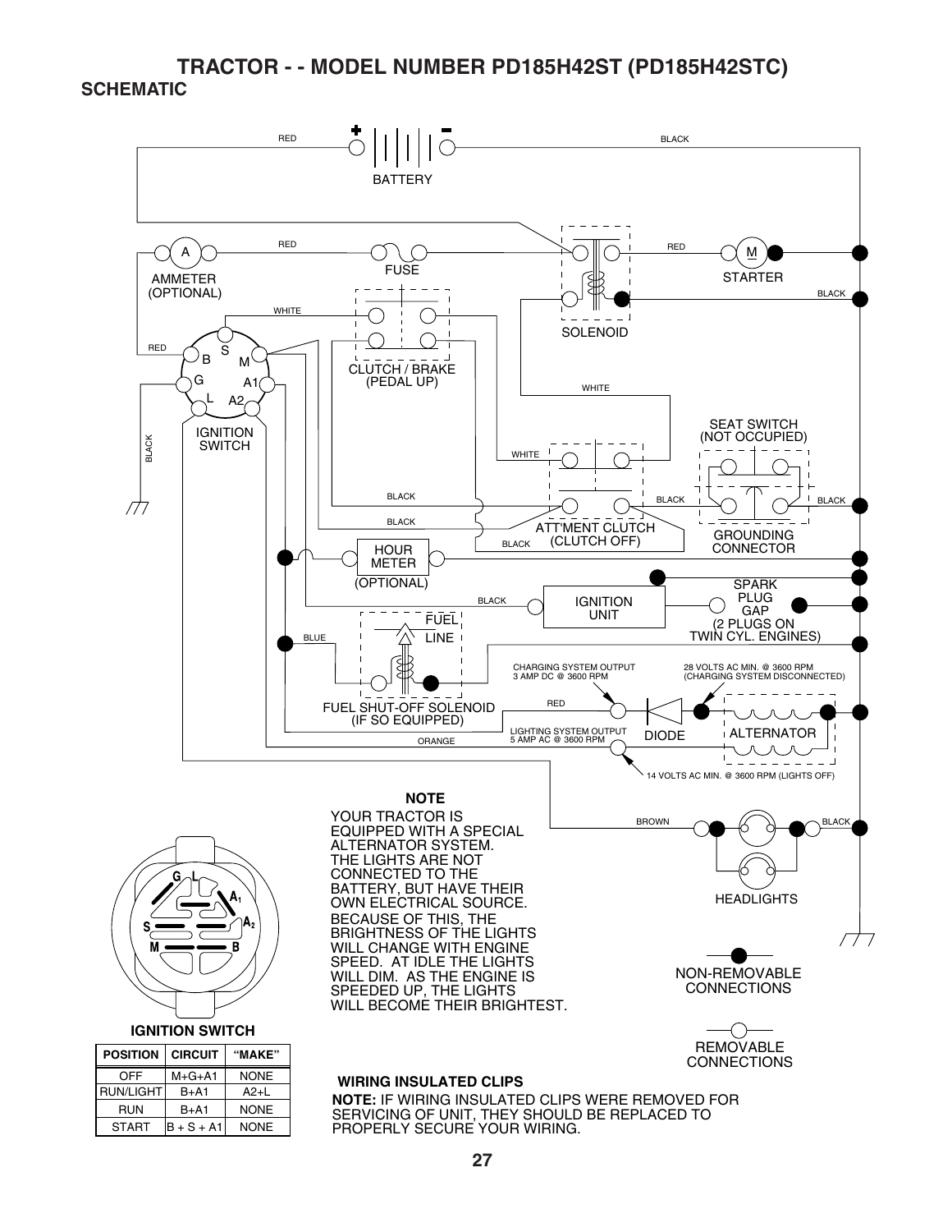# TRACTOR - - MODEL NUMBER PD185H42ST (PD185H42STC)

## SCHEMATIC

RED

BATTERY

BLACK

AMMETER (OPTIONAL)

RED

FUSE

RED

STARTER

BLACK

WHITE

SOLENOID

RED

CLUTCH / BRAKE (PEDAL UP)

WHITE

IGNITION SWITCH

SEAT SWITCH (NOT OCCUPIED)

BLACK

WHITE

BLACK

BLACK

BLACK

BLACK

ATT'MENT CLUTCH (CLUTCH OFF)

GROUNDING CONNECTOR

BLACK

HOUR METER (OPTIONAL)

SPARK PLUG GAP (2 PLUGS ON TWIN CYL. ENGINES)

BLACK

IGNITION UNIT

BLUE

FUEL LINE

CHARGING SYSTEM OUTPUT 3 AMP DC @ 3600 RPM

28 VOLTS AC MIN. @ 3600 RPM (CHARGING SYSTEM DISCONNECTED)

FUEL SHUT-OFF SOLENOID (IF SO EQUIPPED)

RED

LIGHTING SYSTEM OUTPUT 5 AMP AC @ 3600 RPM

DIODE

ALTERNATOR

ORANGE

14 VOLTS AC MIN. @ 3600 RPM (LIGHTS OFF)

BROWN

BLACK

HEADLIGHTS

**NOTE**

YOUR TRACTOR IS EQUIPPED WITH A SPECIAL ALTERNATOR SYSTEM. THE LIGHTS ARE NOT CONNECTED TO THE BATTERY, BUT HAVE THEIR OWN ELECTRICAL SOURCE. BECAUSE OF THIS, THE BRIGHTNESS OF THE LIGHTS WILL CHANGE WITH ENGINE SPEED. AT IDLE THE LIGHTS WILL DIM. AS THE ENGINE IS SPEEDED UP, THE LIGHTS WILL BECOME THEIR BRIGHTEST.

NON-REMOVABLE CONNECTIONS

REMOVABLE CONNECTIONS

**IGNITION SWITCH**

| POSITION | CIRCUIT | "MAKE" |
|---|---|---|
| OFF | M+G+A1 | NONE |
| RUN/LIGHT | B+A1 | A2+L |
| RUN | B+A1 | NONE |
| START | B + S + A1 | NONE |

**WIRING INSULATED CLIPS**

**NOTE:** IF WIRING INSULATED CLIPS WERE REMOVED FOR SERVICING OF UNIT, THEY SHOULD BE REPLACED TO PROPERLY SECURE YOUR WIRING.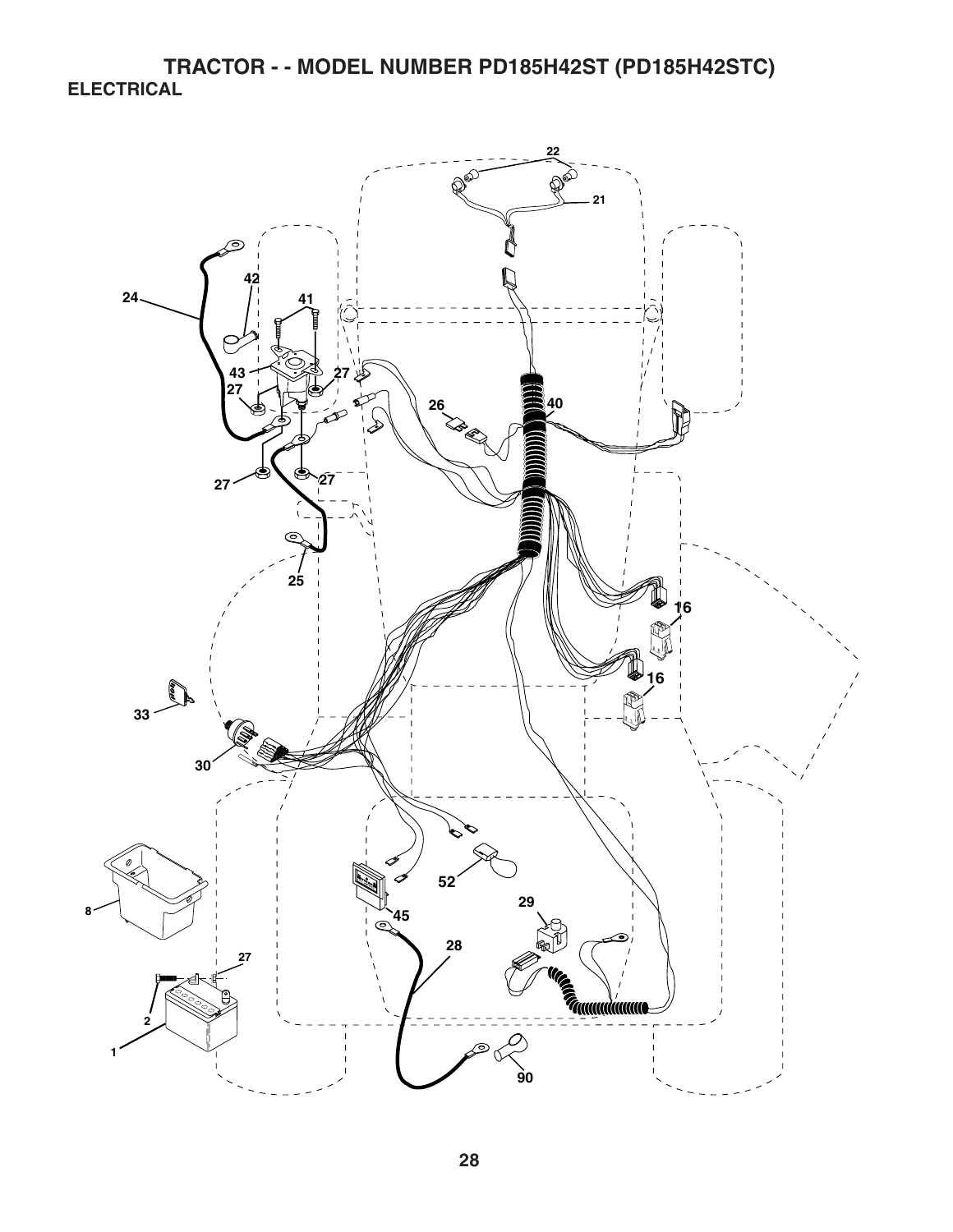# TRACTOR - - MODEL NUMBER PD185H42ST (PD185H42STC)

## ELECTRICAL

22

21

42

24

41

43

27

27

26

40

27

27

25

16

16

33

30

8

52

45

29

28

27

2

1

90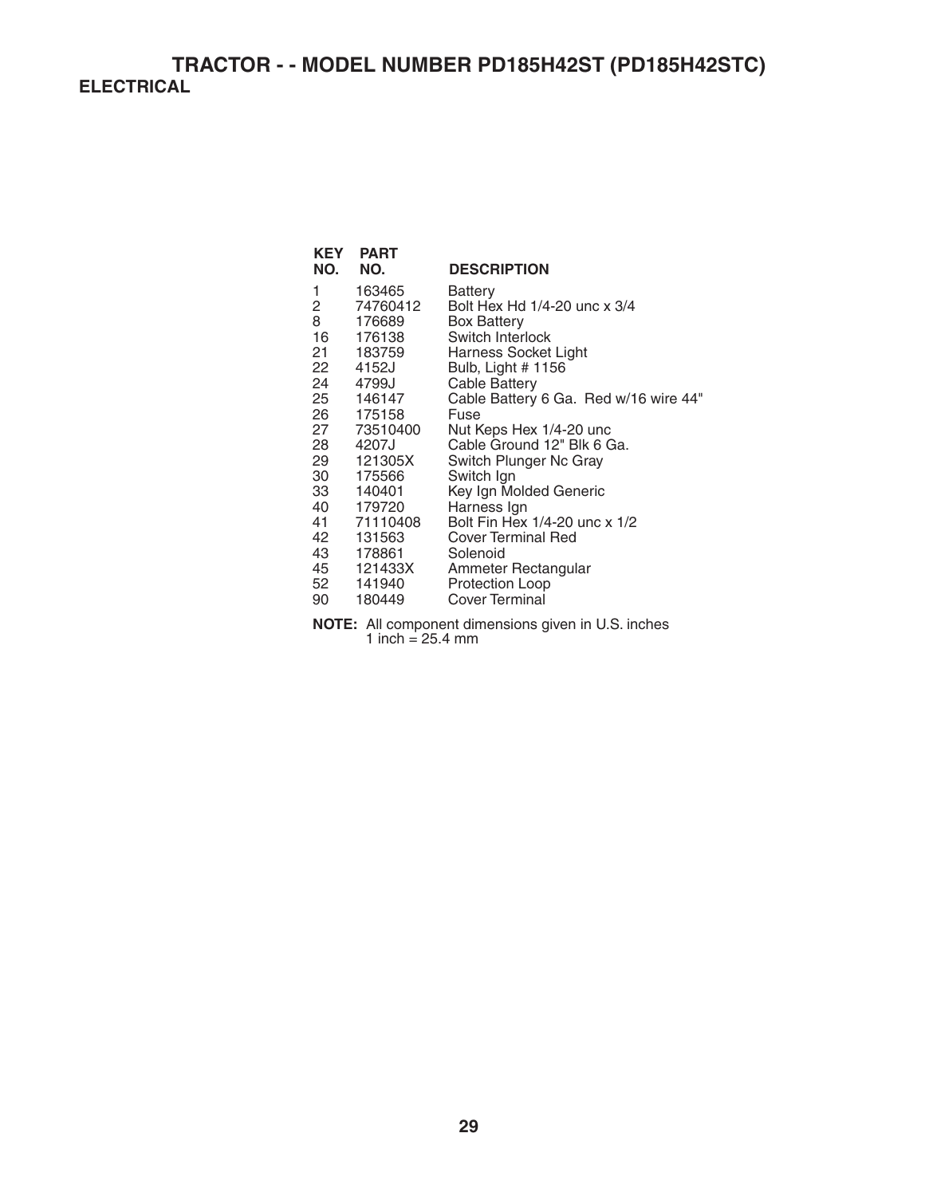# TRACTOR - - MODEL NUMBER PD185H42ST (PD185H42STC)

## ELECTRICAL

| KEY NO. | PART NO. | DESCRIPTION |
|---|---|---|
| 1 | 163465 | Battery |
| 2 | 74760412 | Bolt Hex Hd 1/4-20 unc x 3/4 |
| 8 | 176689 | Box Battery |
| 16 | 176138 | Switch Interlock |
| 21 | 183759 | Harness Socket Light |
| 22 | 4152J | Bulb, Light # 1156 |
| 24 | 4799J | Cable Battery |
| 25 | 146147 | Cable Battery 6 Ga. Red w/16 wire 44" |
| 26 | 175158 | Fuse |
| 27 | 73510400 | Nut Keps Hex 1/4-20 unc |
| 28 | 4207J | Cable Ground 12" Blk 6 Ga. |
| 29 | 121305X | Switch Plunger Nc Gray |
| 30 | 175566 | Switch Ign |
| 33 | 140401 | Key Ign Molded Generic |
| 40 | 179720 | Harness Ign |
| 41 | 71110408 | Bolt Fin Hex 1/4-20 unc x 1/2 |
| 42 | 131563 | Cover Terminal Red |
| 43 | 178861 | Solenoid |
| 45 | 121433X | Ammeter Rectangular |
| 52 | 141940 | Protection Loop |
| 90 | 180449 | Cover Terminal |

**NOTE:** All component dimensions given in U.S. inches
1 inch = 25.4 mm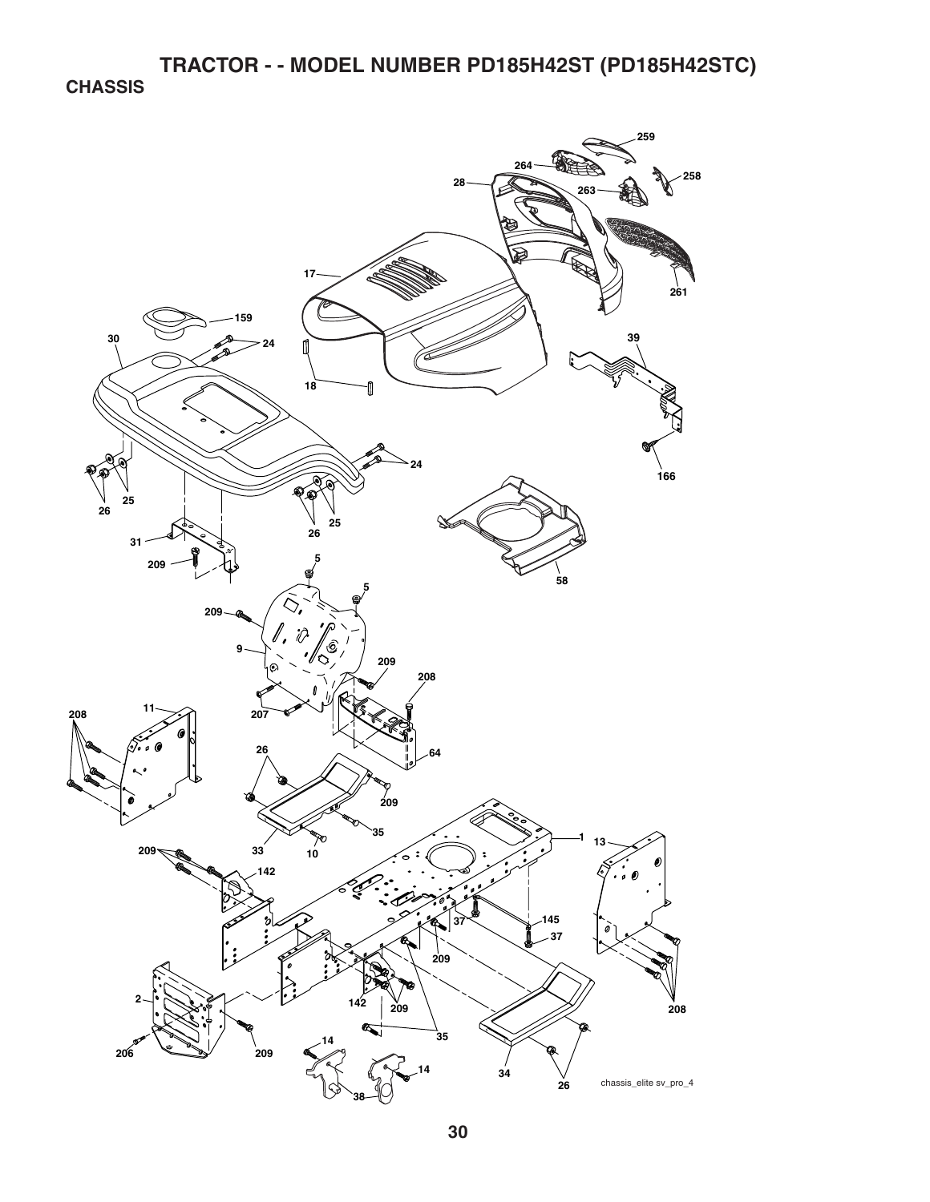# TRACTOR - - MODEL NUMBER PD185H42ST (PD185H42STC)

## CHASSIS

chassis_elite sv_pro_4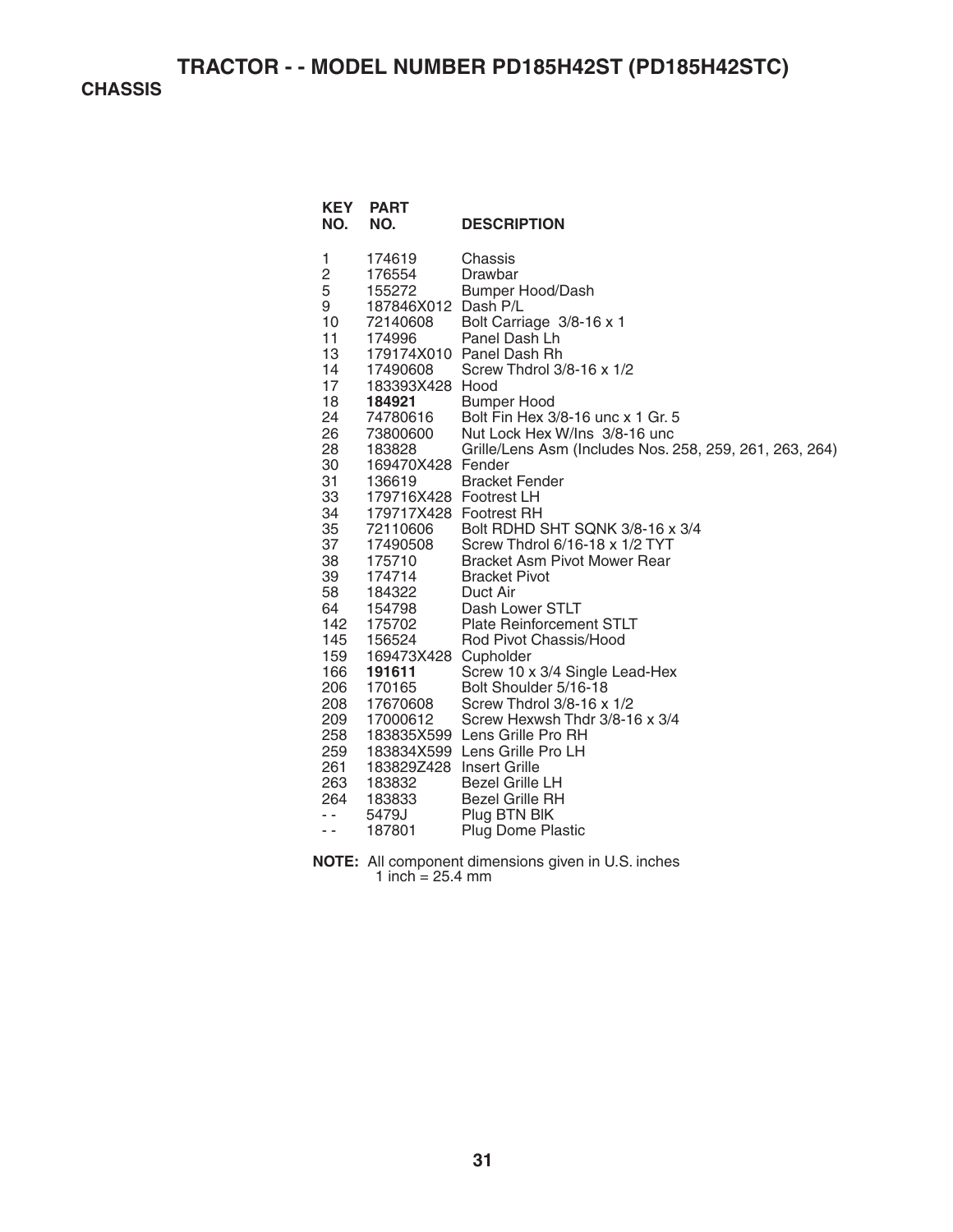# TRACTOR - - MODEL NUMBER PD185H42ST (PD185H42STC)

## CHASSIS

| KEY NO. | PART NO. | DESCRIPTION |
|---|---|---|
| 1 | 174619 | Chassis |
| 2 | 176554 | Drawbar |
| 5 | 155272 | Bumper Hood/Dash |
| 9 | 187846X012 | Dash P/L |
| 10 | 72140608 | Bolt Carriage 3/8-16 x 1 |
| 11 | 174996 | Panel Dash Lh |
| 13 | 179174X010 | Panel Dash Rh |
| 14 | 17490608 | Screw Thdrol 3/8-16 x 1/2 |
| 17 | 183393X428 | Hood |
| 18 | **184921** | Bumper Hood |
| 24 | 74780616 | Bolt Fin Hex 3/8-16 unc x 1 Gr. 5 |
| 26 | 73800600 | Nut Lock Hex W/Ins 3/8-16 unc |
| 28 | 183828 | Grille/Lens Asm (Includes Nos. 258, 259, 261, 263, 264) |
| 30 | 169470X428 | Fender |
| 31 | 136619 | Bracket Fender |
| 33 | 179716X428 | Footrest LH |
| 34 | 179717X428 | Footrest RH |
| 35 | 72110606 | Bolt RDHD SHT SQNK 3/8-16 x 3/4 |
| 37 | 17490508 | Screw Thdrol 6/16-18 x 1/2 TYT |
| 38 | 175710 | Bracket Asm Pivot Mower Rear |
| 39 | 174714 | Bracket Pivot |
| 58 | 184322 | Duct Air |
| 64 | 154798 | Dash Lower STLT |
| 142 | 175702 | Plate Reinforcement STLT |
| 145 | 156524 | Rod Pivot Chassis/Hood |
| 159 | 169473X428 | Cupholder |
| 166 | **191611** | Screw 10 x 3/4 Single Lead-Hex |
| 206 | 170165 | Bolt Shoulder 5/16-18 |
| 208 | 17670608 | Screw Thdrol 3/8-16 x 1/2 |
| 209 | 17000612 | Screw Hexwsh Thdr 3/8-16 x 3/4 |
| 258 | 183835X599 | Lens Grille Pro RH |
| 259 | 183834X599 | Lens Grille Pro LH |
| 261 | 183829Z428 | Insert Grille |
| 263 | 183832 | Bezel Grille LH |
| 264 | 183833 | Bezel Grille RH |
| - - | 5479J | Plug BTN BIK |
| - - | 187801 | Plug Dome Plastic |

**NOTE:** All component dimensions given in U.S. inches
1 inch = 25.4 mm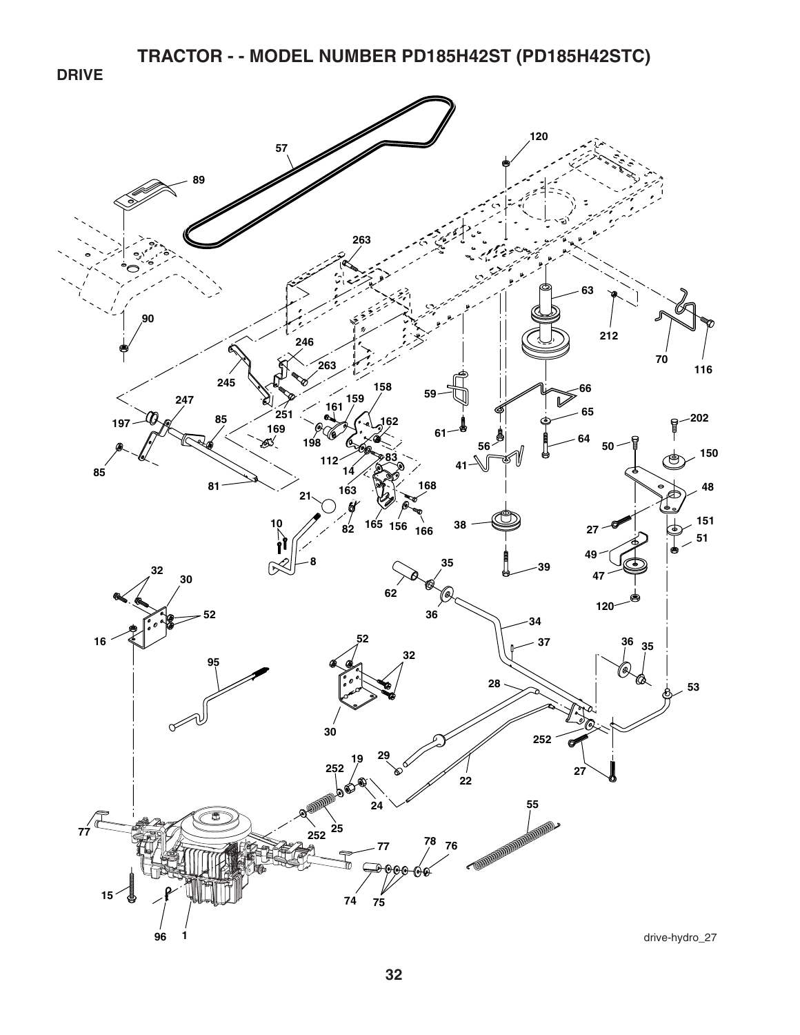# TRACTOR - - MODEL NUMBER PD185H42ST (PD185H42STC)

## DRIVE

drive-hydro_27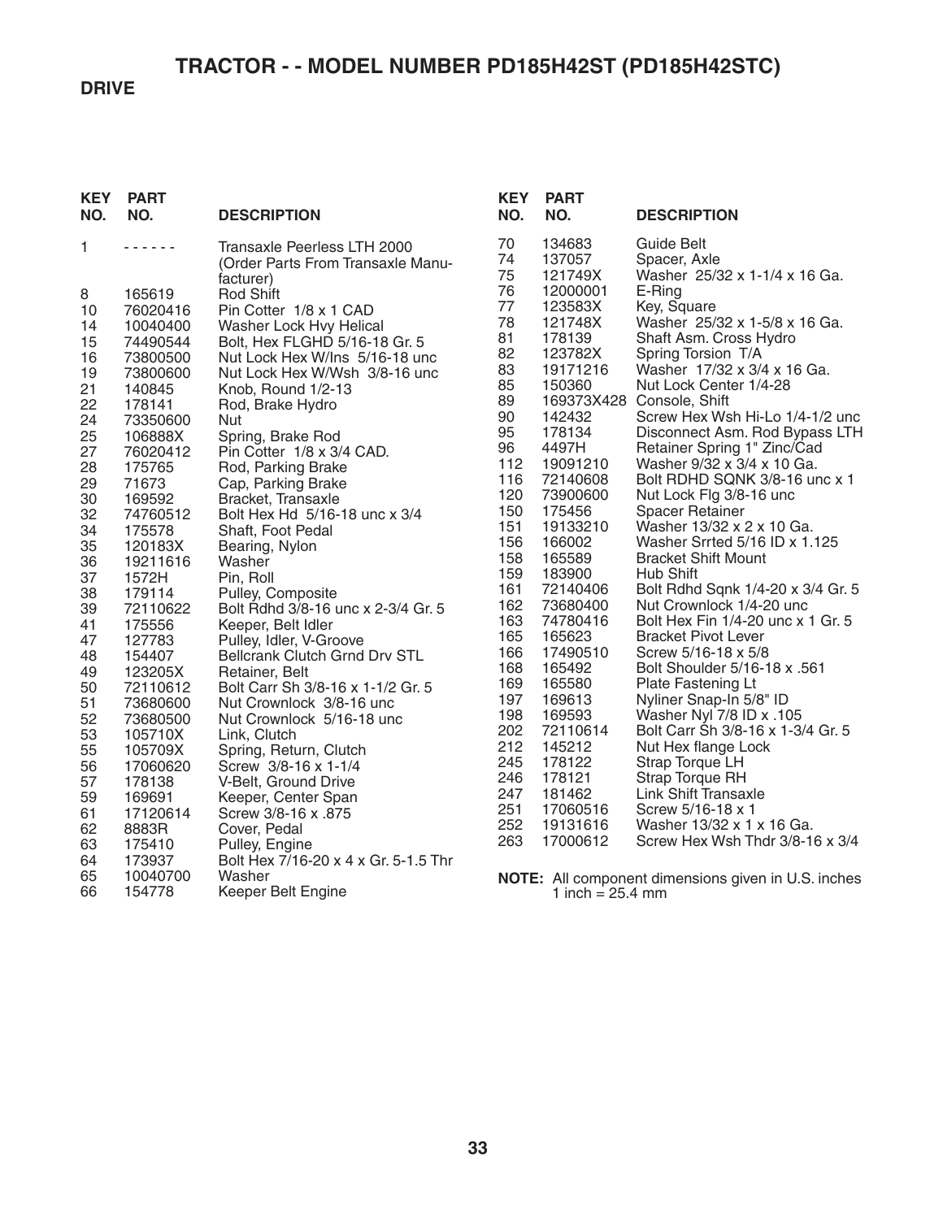# TRACTOR - - MODEL NUMBER PD185H42ST (PD185H42STC)

## DRIVE

| KEY NO. | PART NO. | DESCRIPTION |
|---|---|---|
| 1 | - - - - - - | Transaxle Peerless LTH 2000 (Order Parts From Transaxle Manufacturer) |
| 8 | 165619 | Rod Shift |
| 10 | 76020416 | Pin Cotter 1/8 x 1 CAD |
| 14 | 10040400 | Washer Lock Hvy Helical |
| 15 | 74490544 | Bolt, Hex FLGHD 5/16-18 Gr. 5 |
| 16 | 73800500 | Nut Lock Hex W/Ins 5/16-18 unc |
| 19 | 73800600 | Nut Lock Hex W/Wsh 3/8-16 unc |
| 21 | 140845 | Knob, Round 1/2-13 |
| 22 | 178141 | Rod, Brake Hydro |
| 24 | 73350600 | Nut |
| 25 | 106888X | Spring, Brake Rod |
| 27 | 76020412 | Pin Cotter 1/8 x 3/4 CAD. |
| 28 | 175765 | Rod, Parking Brake |
| 29 | 71673 | Cap, Parking Brake |
| 30 | 169592 | Bracket, Transaxle |
| 32 | 74760512 | Bolt Hex Hd 5/16-18 unc x 3/4 |
| 34 | 175578 | Shaft, Foot Pedal |
| 35 | 120183X | Bearing, Nylon |
| 36 | 19211616 | Washer |
| 37 | 1572H | Pin, Roll |
| 38 | 179114 | Pulley, Composite |
| 39 | 72110622 | Bolt Rdhd 3/8-16 unc x 2-3/4 Gr. 5 |
| 41 | 175556 | Keeper, Belt Idler |
| 47 | 127783 | Pulley, Idler, V-Groove |
| 48 | 154407 | Bellcrank Clutch Grnd Drv STL |
| 49 | 123205X | Retainer, Belt |
| 50 | 72110612 | Bolt Carr Sh 3/8-16 x 1-1/2 Gr. 5 |
| 51 | 73680600 | Nut Crownlock 3/8-16 unc |
| 52 | 73680500 | Nut Crownlock 5/16-18 unc |
| 53 | 105710X | Link, Clutch |
| 55 | 105709X | Spring, Return, Clutch |
| 56 | 17060620 | Screw 3/8-16 x 1-1/4 |
| 57 | 178138 | V-Belt, Ground Drive |
| 59 | 169691 | Keeper, Center Span |
| 61 | 17120614 | Screw 3/8-16 x .875 |
| 62 | 8883R | Cover, Pedal |
| 63 | 175410 | Pulley, Engine |
| 64 | 173937 | Bolt Hex 7/16-20 x 4 x Gr. 5-1.5 Thr |
| 65 | 10040700 | Washer |
| 66 | 154778 | Keeper Belt Engine |
| 70 | 134683 | Guide Belt |
| 74 | 137057 | Spacer, Axle |
| 75 | 121749X | Washer 25/32 x 1-1/4 x 16 Ga. |
| 76 | 12000001 | E-Ring |
| 77 | 123583X | Key, Square |
| 78 | 121748X | Washer 25/32 x 1-5/8 x 16 Ga. |
| 81 | 178139 | Shaft Asm. Cross Hydro |
| 82 | 123782X | Spring Torsion T/A |
| 83 | 19171216 | Washer 17/32 x 3/4 x 16 Ga. |
| 85 | 150360 | Nut Lock Center 1/4-28 |
| 89 | 169373X428 | Console, Shift |
| 90 | 142432 | Screw Hex Wsh Hi-Lo 1/4-1/2 unc |
| 95 | 178134 | Disconnect Asm. Rod Bypass LTH |
| 96 | 4497H | Retainer Spring 1" Zinc/Cad |
| 112 | 19091210 | Washer 9/32 x 3/4 x 10 Ga. |
| 116 | 72140608 | Bolt RDHD SQNK 3/8-16 unc x 1 |
| 120 | 73900600 | Nut Lock Flg 3/8-16 unc |
| 150 | 175456 | Spacer Retainer |
| 151 | 19133210 | Washer 13/32 x 2 x 10 Ga. |
| 156 | 166002 | Washer Srrted 5/16 ID x 1.125 |
| 158 | 165589 | Bracket Shift Mount |
| 159 | 183900 | Hub Shift |
| 161 | 72140406 | Bolt Rdhd Sqnk 1/4-20 x 3/4 Gr. 5 |
| 162 | 73680400 | Nut Crownlock 1/4-20 unc |
| 163 | 74780416 | Bolt Hex Fin 1/4-20 unc x 1 Gr. 5 |
| 165 | 165623 | Bracket Pivot Lever |
| 166 | 17490510 | Screw 5/16-18 x 5/8 |
| 168 | 165492 | Bolt Shoulder 5/16-18 x .561 |
| 169 | 165580 | Plate Fastening Lt |
| 197 | 169613 | Nyliner Snap-In 5/8" ID |
| 198 | 169593 | Washer Nyl 7/8 ID x .105 |
| 202 | 72110614 | Bolt Carr Sh 3/8-16 x 1-3/4 Gr. 5 |
| 212 | 145212 | Nut Hex flange Lock |
| 245 | 178122 | Strap Torque LH |
| 246 | 178121 | Strap Torque RH |
| 247 | 181462 | Link Shift Transaxle |
| 251 | 17060516 | Screw 5/16-18 x 1 |
| 252 | 19131616 | Washer 13/32 x 1 x 16 Ga. |
| 263 | 17000612 | Screw Hex Wsh Thdr 3/8-16 x 3/4 |

**NOTE:** All component dimensions given in U.S. inches
1 inch = 25.4 mm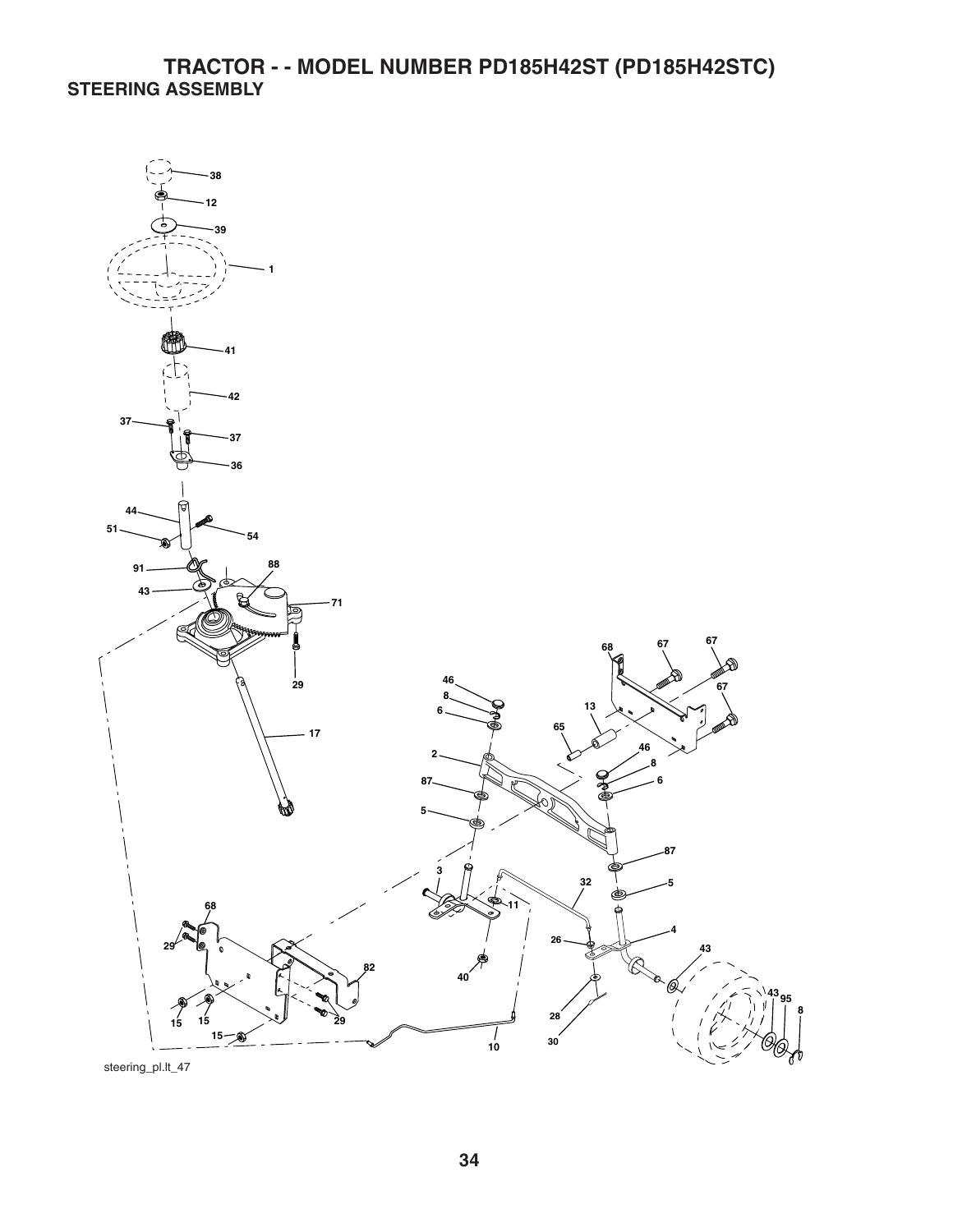# TRACTOR - - MODEL NUMBER PD185H42ST (PD185H42STC)

## STEERING ASSEMBLY

steering_pl.lt_47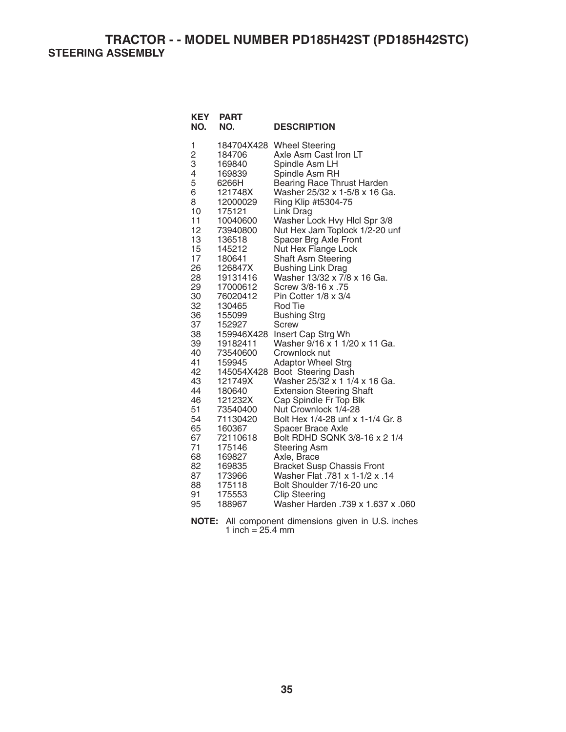# TRACTOR - - MODEL NUMBER PD185H42ST (PD185H42STC)

## STEERING ASSEMBLY

| KEY NO. | PART NO. | DESCRIPTION |
|---|---|---|
| 1 | 184704X428 | Wheel Steering |
| 2 | 184706 | Axle Asm Cast Iron LT |
| 3 | 169840 | Spindle Asm LH |
| 4 | 169839 | Spindle Asm RH |
| 5 | 6266H | Bearing Race Thrust Harden |
| 6 | 121748X | Washer 25/32 x 1-5/8 x 16 Ga. |
| 8 | 12000029 | Ring Klip #t5304-75 |
| 10 | 175121 | Link Drag |
| 11 | 10040600 | Washer Lock Hvy Hlcl Spr 3/8 |
| 12 | 73940800 | Nut Hex Jam Toplock 1/2-20 unf |
| 13 | 136518 | Spacer Brg Axle Front |
| 15 | 145212 | Nut Hex Flange Lock |
| 17 | 180641 | Shaft Asm Steering |
| 26 | 126847X | Bushing Link Drag |
| 28 | 19131416 | Washer 13/32 x 7/8 x 16 Ga. |
| 29 | 17000612 | Screw 3/8-16 x .75 |
| 30 | 76020412 | Pin Cotter 1/8 x 3/4 |
| 32 | 130465 | Rod Tie |
| 36 | 155099 | Bushing Strg |
| 37 | 152927 | Screw |
| 38 | 159946X428 | Insert Cap Strg Wh |
| 39 | 19182411 | Washer 9/16 x 1 1/20 x 11 Ga. |
| 40 | 73540600 | Crownlock nut |
| 41 | 159945 | Adaptor Wheel Strg |
| 42 | 145054X428 | Boot Steering Dash |
| 43 | 121749X | Washer 25/32 x 1 1/4 x 16 Ga. |
| 44 | 180640 | Extension Steering Shaft |
| 46 | 121232X | Cap Spindle Fr Top Blk |
| 51 | 73540400 | Nut Crownlock 1/4-28 |
| 54 | 71130420 | Bolt Hex 1/4-28 unf x 1-1/4 Gr. 8 |
| 65 | 160367 | Spacer Brace Axle |
| 67 | 72110618 | Bolt RDHD SQNK 3/8-16 x 2 1/4 |
| 71 | 175146 | Steering Asm |
| 68 | 169827 | Axle, Brace |
| 82 | 169835 | Bracket Susp Chassis Front |
| 87 | 173966 | Washer Flat .781 x 1-1/2 x .14 |
| 88 | 175118 | Bolt Shoulder 7/16-20 unc |
| 91 | 175553 | Clip Steering |
| 95 | 188967 | Washer Harden .739 x 1.637 x .060 |

**NOTE:** All component dimensions given in U.S. inches
1 inch = 25.4 mm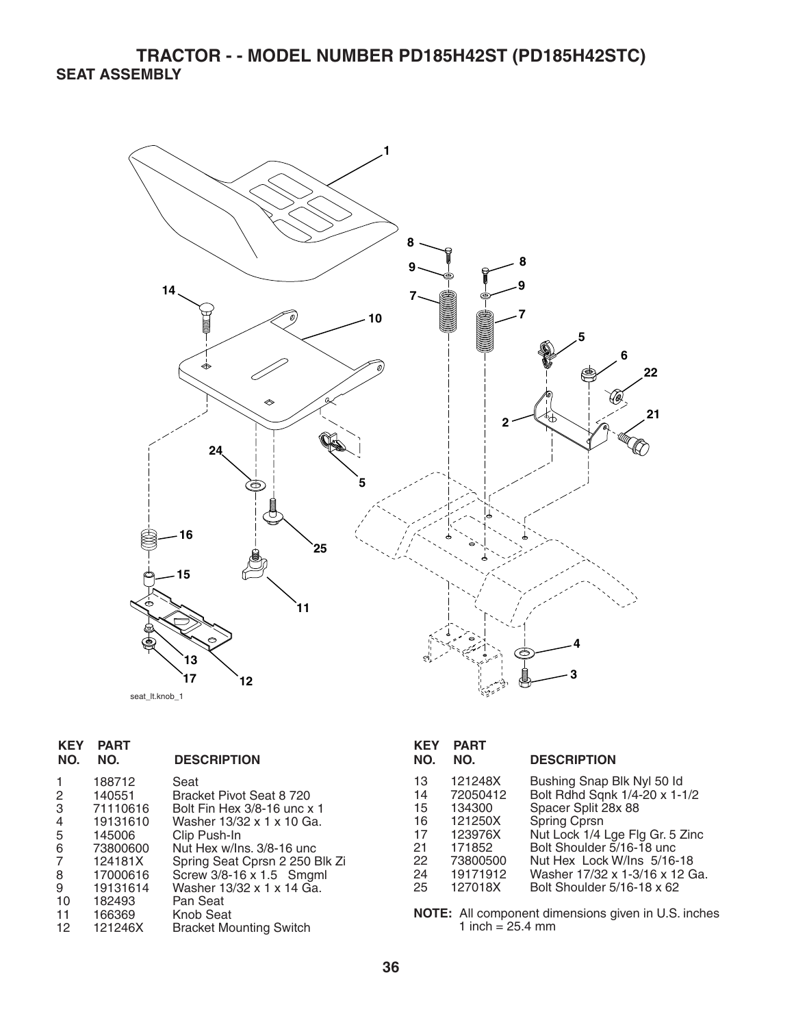# TRACTOR - - MODEL NUMBER PD185H42ST (PD185H42STC)

## SEAT ASSEMBLY

seat_lt.knob_1

| KEY NO. | PART NO. | DESCRIPTION |
|---|---|---|
| 1 | 188712 | Seat |
| 2 | 140551 | Bracket Pivot Seat 8 720 |
| 3 | 71110616 | Bolt Fin Hex 3/8-16 unc x 1 |
| 4 | 19131610 | Washer 13/32 x 1 x 10 Ga. |
| 5 | 145006 | Clip Push-In |
| 6 | 73800600 | Nut Hex w/Ins. 3/8-16 unc |
| 7 | 124181X | Spring Seat Cprsn 2 250 Blk Zi |
| 8 | 17000616 | Screw 3/8-16 x 1.5 Smgml |
| 9 | 19131614 | Washer 13/32 x 1 x 14 Ga. |
| 10 | 182493 | Pan Seat |
| 11 | 166369 | Knob Seat |
| 12 | 121246X | Bracket Mounting Switch |
| 13 | 121248X | Bushing Snap Blk Nyl 50 Id |
| 14 | 72050412 | Bolt Rdhd Sqnk 1/4-20 x 1-1/2 |
| 15 | 134300 | Spacer Split 28x 88 |
| 16 | 121250X | Spring Cprsn |
| 17 | 123976X | Nut Lock 1/4 Lge Flg Gr. 5 Zinc |
| 21 | 171852 | Bolt Shoulder 5/16-18 unc |
| 22 | 73800500 | Nut Hex Lock W/Ins 5/16-18 |
| 24 | 19171912 | Washer 17/32 x 1-3/16 x 12 Ga. |
| 25 | 127018X | Bolt Shoulder 5/16-18 x 62 |

**NOTE:** All component dimensions given in U.S. inches
1 inch = 25.4 mm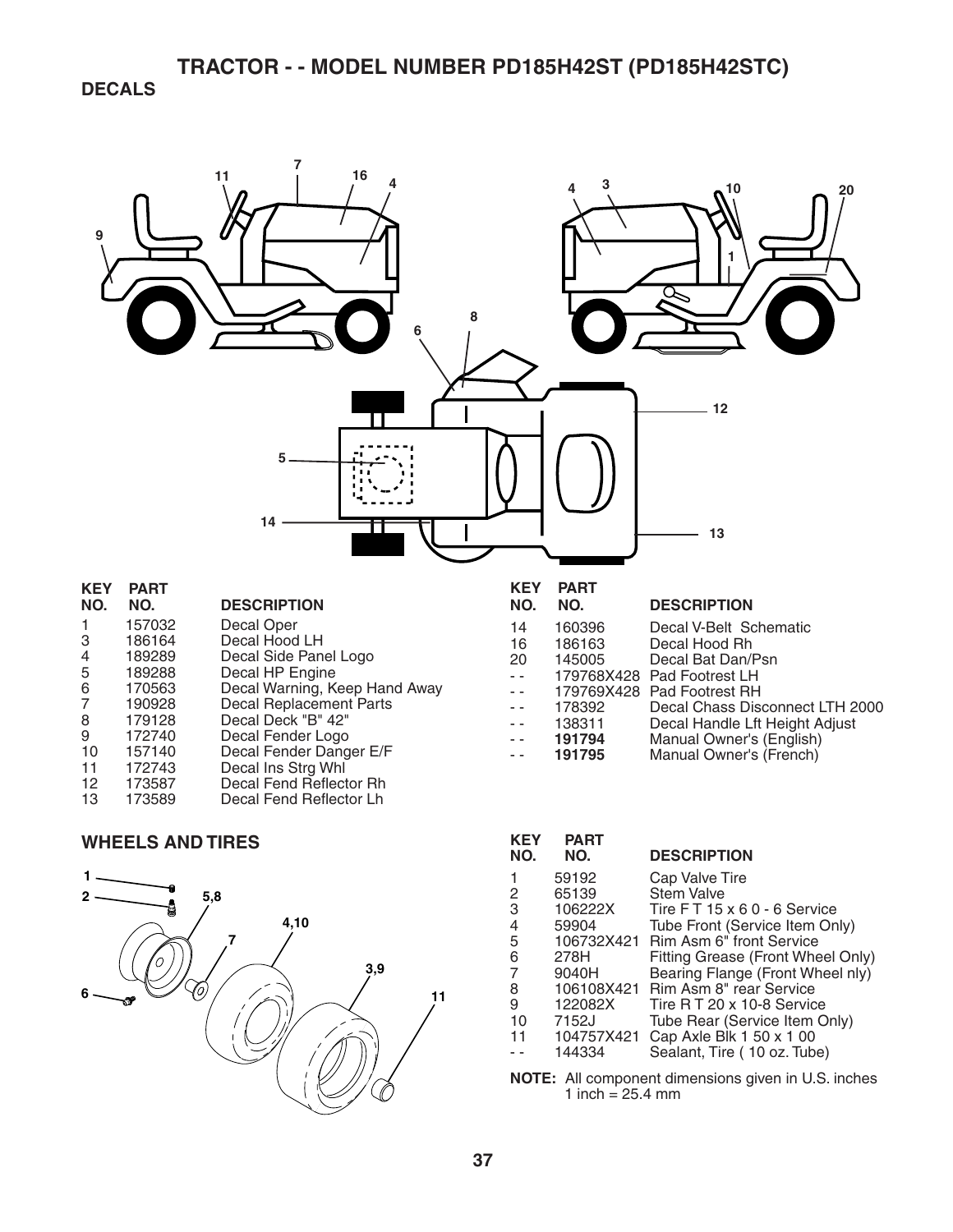# TRACTOR - - MODEL NUMBER PD185H42ST (PD185H42STC)

## DECALS

| KEY NO. | PART NO. | DESCRIPTION |
|---|---|---|
| 1 | 157032 | Decal Oper |
| 3 | 186164 | Decal Hood LH |
| 4 | 189289 | Decal Side Panel Logo |
| 5 | 189288 | Decal HP Engine |
| 6 | 170563 | Decal Warning, Keep Hand Away |
| 7 | 190928 | Decal Replacement Parts |
| 8 | 179128 | Decal Deck "B" 42" |
| 9 | 172740 | Decal Fender Logo |
| 10 | 157140 | Decal Fender Danger E/F |
| 11 | 172743 | Decal Ins Strg Whl |
| 12 | 173587 | Decal Fend Reflector Rh |
| 13 | 173589 | Decal Fend Reflector Lh |
| 14 | 160396 | Decal V-Belt Schematic |
| 16 | 186163 | Decal Hood Rh |
| 20 | 145005 | Decal Bat Dan/Psn |
| - - | 179768X428 | Pad Footrest LH |
| - - | 179769X428 | Pad Footrest RH |
| - - | 178392 | Decal Chass Disconnect LTH 2000 |
| - - | 138311 | Decal Handle Lft Height Adjust |
| - - | **191794** | Manual Owner's (English) |
| - - | **191795** | Manual Owner's (French) |

## WHEELS AND TIRES

| KEY NO. | PART NO. | DESCRIPTION |
|---|---|---|
| 1 | 59192 | Cap Valve Tire |
| 2 | 65139 | Stem Valve |
| 3 | 106222X | Tire F T 15 x 6 0 - 6 Service |
| 4 | 59904 | Tube Front (Service Item Only) |
| 5 | 106732X421 | Rim Asm 6" front Service |
| 6 | 278H | Fitting Grease (Front Wheel Only) |
| 7 | 9040H | Bearing Flange (Front Wheel nly) |
| 8 | 106108X421 | Rim Asm 8" rear Service |
| 9 | 122082X | Tire R T 20 x 10-8 Service |
| 10 | 7152J | Tube Rear (Service Item Only) |
| 11 | 104757X421 | Cap Axle Blk 1 50 x 1 00 |
| - - | 144334 | Sealant, Tire ( 10 oz. Tube) |

**NOTE:** All component dimensions given in U.S. inches
1 inch = 25.4 mm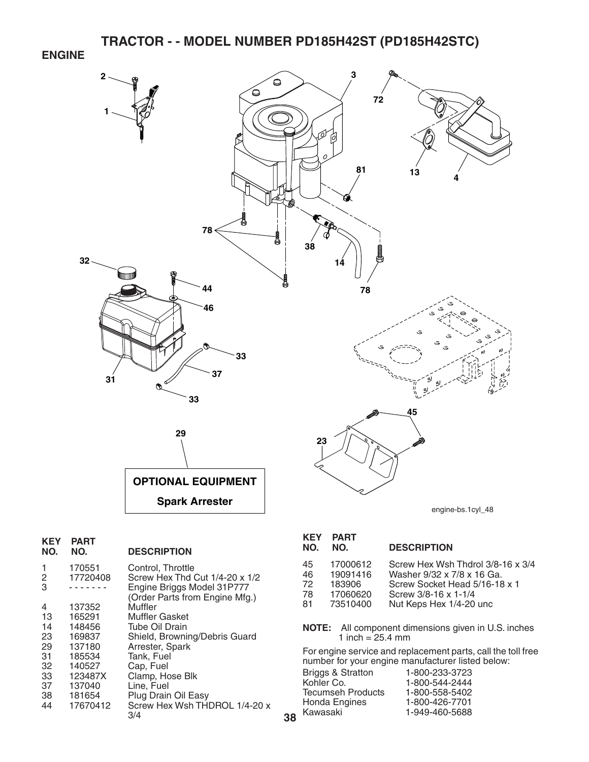# TRACTOR - - MODEL NUMBER PD185H42ST (PD185H42STC)

## ENGINE

OPTIONAL EQUIPMENT

Spark Arrester

engine-bs.1cyl_48

| KEY NO. | PART NO. | DESCRIPTION |
|---|---|---|
| 1 | 170551 | Control, Throttle |
| 2 | 17720408 | Screw Hex Thd Cut 1/4-20 x 1/2 |
| 3 | ------- | Engine Briggs Model 31P777 (Order Parts from Engine Mfg.) |
| 4 | 137352 | Muffler |
| 13 | 165291 | Muffler Gasket |
| 14 | 148456 | Tube Oil Drain |
| 23 | 169837 | Shield, Browning/Debris Guard |
| 29 | 137180 | Arrester, Spark |
| 31 | 185534 | Tank, Fuel |
| 32 | 140527 | Cap, Fuel |
| 33 | 123487X | Clamp, Hose Blk |
| 37 | 137040 | Line, Fuel |
| 38 | 181654 | Plug Drain Oil Easy |
| 44 | 17670412 | Screw Hex Wsh THDROL 1/4-20 x 3/4 |
| 45 | 17000612 | Screw Hex Wsh Thdrol 3/8-16 x 3/4 |
| 46 | 19091416 | Washer 9/32 x 7/8 x 16 Ga. |
| 72 | 183906 | Screw Socket Head 5/16-18 x 1 |
| 78 | 17060620 | Screw 3/8-16 x 1-1/4 |
| 81 | 73510400 | Nut Keps Hex 1/4-20 unc |

**NOTE:** All component dimensions given in U.S. inches
1 inch = 25.4 mm

For engine service and replacement parts, call the toll free number for your engine manufacturer listed below:

| | |
|---|---|
| Briggs & Stratton | 1-800-233-3723 |
| Kohler Co. | 1-800-544-2444 |
| Tecumseh Products | 1-800-558-5402 |
| Honda Engines | 1-800-426-7701 |
| Kawasaki | 1-949-460-5688 |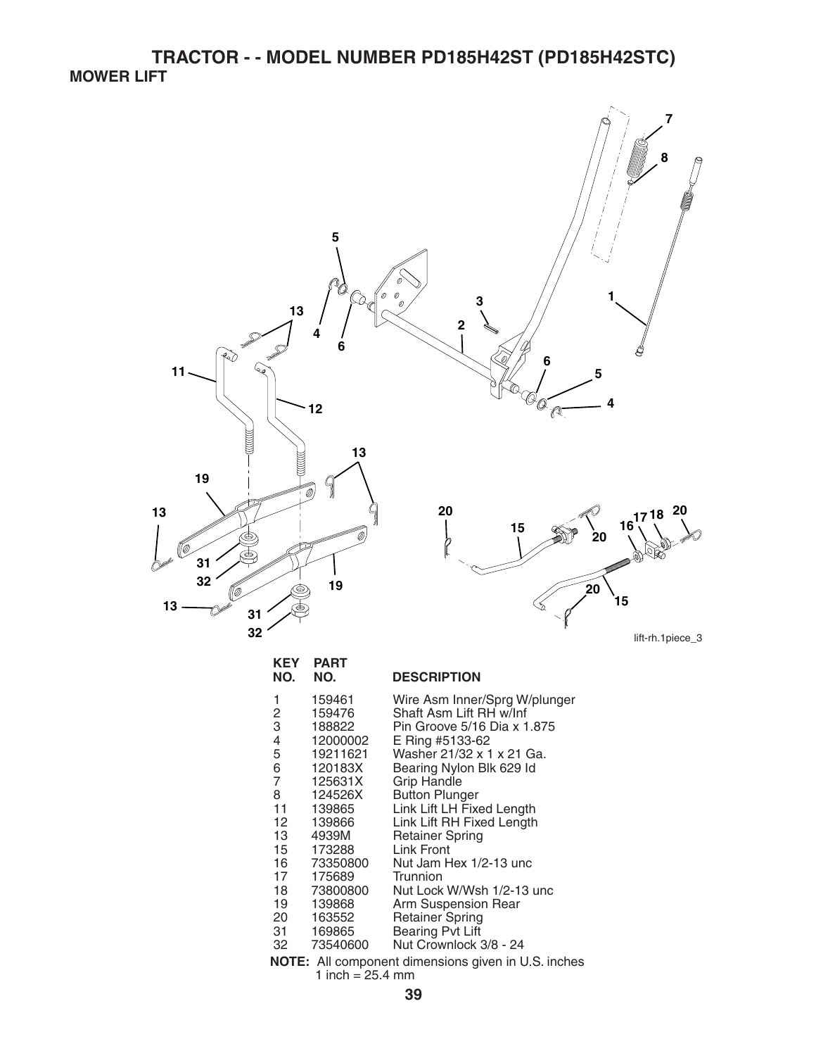# TRACTOR - - MODEL NUMBER PD185H42ST (PD185H42STC)

## MOWER LIFT

lift-rh.1piece_3

| KEY NO. | PART NO. | DESCRIPTION |
|---|---|---|
| 1 | 159461 | Wire Asm Inner/Sprg W/plunger |
| 2 | 159476 | Shaft Asm Lift RH w/Inf |
| 3 | 188822 | Pin Groove 5/16 Dia x 1.875 |
| 4 | 12000002 | E Ring #5133-62 |
| 5 | 19211621 | Washer 21/32 x 1 x 21 Ga. |
| 6 | 120183X | Bearing Nylon Blk 629 Id |
| 7 | 125631X | Grip Handle |
| 8 | 124526X | Button Plunger |
| 11 | 139865 | Link Lift LH Fixed Length |
| 12 | 139866 | Link Lift RH Fixed Length |
| 13 | 4939M | Retainer Spring |
| 15 | 173288 | Link Front |
| 16 | 73350800 | Nut Jam Hex 1/2-13 unc |
| 17 | 175689 | Trunnion |
| 18 | 73800800 | Nut Lock W/Wsh 1/2-13 unc |
| 19 | 139868 | Arm Suspension Rear |
| 20 | 163552 | Retainer Spring |
| 31 | 169865 | Bearing Pvt Lift |
| 32 | 73540600 | Nut Crownlock 3/8 - 24 |

**NOTE:** All component dimensions given in U.S. inches
1 inch = 25.4 mm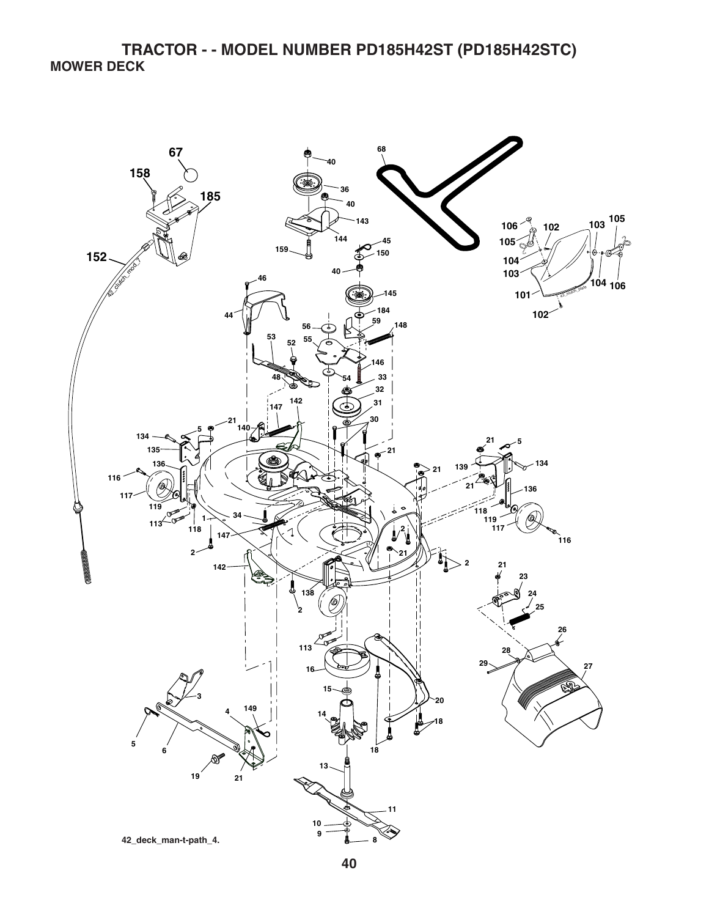# TRACTOR - - MODEL NUMBER PD185H42ST (PD185H42STC)

## MOWER DECK

42_deck_man-t-path_4.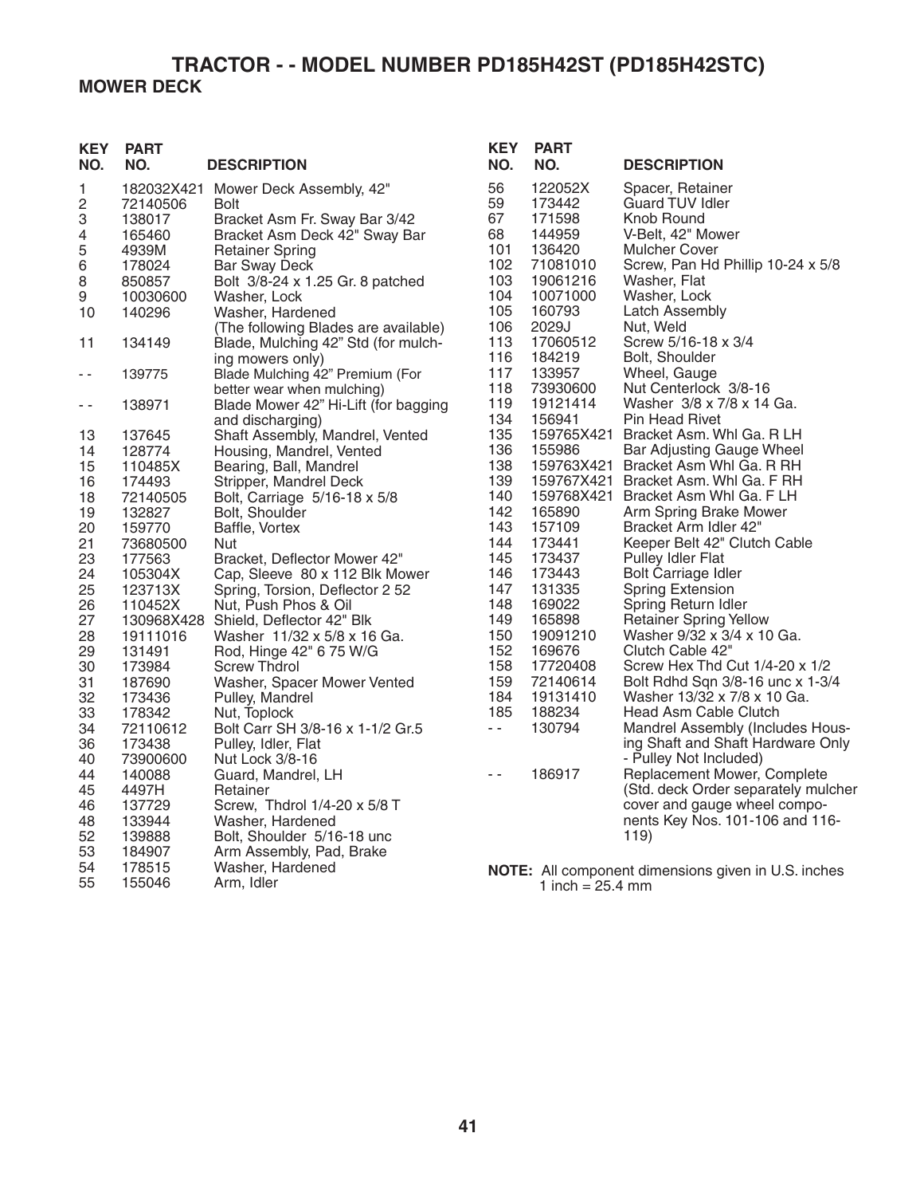# TRACTOR - - MODEL NUMBER PD185H42ST (PD185H42STC)

## MOWER DECK

| KEY NO. | PART NO. | DESCRIPTION |
|---|---|---|
| 1 | 182032X421 | Mower Deck Assembly, 42" |
| 2 | 72140506 | Bolt |
| 3 | 138017 | Bracket Asm Fr. Sway Bar 3/42 |
| 4 | 165460 | Bracket Asm Deck 42" Sway Bar |
| 5 | 4939M | Retainer Spring |
| 6 | 178024 | Bar Sway Deck |
| 8 | 850857 | Bolt 3/8-24 x 1.25 Gr. 8 patched |
| 9 | 10030600 | Washer, Lock |
| 10 | 140296 | Washer, Hardened |
| | | (The following Blades are available) |
| 11 | 134149 | Blade, Mulching 42" Std (for mulching mowers only) |
| - - | 139775 | Blade Mulching 42" Premium (For better wear when mulching) |
| - - | 138971 | Blade Mower 42" Hi-Lift (for bagging and discharging) |
| 13 | 137645 | Shaft Assembly, Mandrel, Vented |
| 14 | 128774 | Housing, Mandrel, Vented |
| 15 | 110485X | Bearing, Ball, Mandrel |
| 16 | 174493 | Stripper, Mandrel Deck |
| 18 | 72140505 | Bolt, Carriage 5/16-18 x 5/8 |
| 19 | 132827 | Bolt, Shoulder |
| 20 | 159770 | Baffle, Vortex |
| 21 | 73680500 | Nut |
| 23 | 177563 | Bracket, Deflector Mower 42" |
| 24 | 105304X | Cap, Sleeve 80 x 112 Blk Mower |
| 25 | 123713X | Spring, Torsion, Deflector 2 52 |
| 26 | 110452X | Nut, Push Phos & Oil |
| 27 | 130968X428 | Shield, Deflector 42" Blk |
| 28 | 19111016 | Washer 11/32 x 5/8 x 16 Ga. |
| 29 | 131491 | Rod, Hinge 42" 6 75 W/G |
| 30 | 173984 | Screw Thdrol |
| 31 | 187690 | Washer, Spacer Mower Vented |
| 32 | 173436 | Pulley, Mandrel |
| 33 | 178342 | Nut, Toplock |
| 34 | 72110612 | Bolt Carr SH 3/8-16 x 1-1/2 Gr.5 |
| 36 | 173438 | Pulley, Idler, Flat |
| 40 | 73900600 | Nut Lock 3/8-16 |
| 44 | 140088 | Guard, Mandrel, LH |
| 45 | 4497H | Retainer |
| 46 | 137729 | Screw, Thdrol 1/4-20 x 5/8 T |
| 48 | 133944 | Washer, Hardened |
| 52 | 139888 | Bolt, Shoulder 5/16-18 unc |
| 53 | 184907 | Arm Assembly, Pad, Brake |
| 54 | 178515 | Washer, Hardened |
| 55 | 155046 | Arm, Idler |
| 56 | 122052X | Spacer, Retainer |
| 59 | 173442 | Guard TUV Idler |
| 67 | 171598 | Knob Round |
| 68 | 144959 | V-Belt, 42" Mower |
| 101 | 136420 | Mulcher Cover |
| 102 | 71081010 | Screw, Pan Hd Phillip 10-24 x 5/8 |
| 103 | 19061216 | Washer, Flat |
| 104 | 10071000 | Washer, Lock |
| 105 | 160793 | Latch Assembly |
| 106 | 2029J | Nut, Weld |
| 113 | 17060512 | Screw 5/16-18 x 3/4 |
| 116 | 184219 | Bolt, Shoulder |
| 117 | 133957 | Wheel, Gauge |
| 118 | 73930600 | Nut Centerlock 3/8-16 |
| 119 | 19121414 | Washer 3/8 x 7/8 x 14 Ga. |
| 134 | 156941 | Pin Head Rivet |
| 135 | 159765X421 | Bracket Asm. Whl Ga. R LH |
| 136 | 155986 | Bar Adjusting Gauge Wheel |
| 138 | 159763X421 | Bracket Asm Whl Ga. R RH |
| 139 | 159767X421 | Bracket Asm. Whl Ga. F RH |
| 140 | 159768X421 | Bracket Asm Whl Ga. F LH |
| 142 | 165890 | Arm Spring Brake Mower |
| 143 | 157109 | Bracket Arm Idler 42" |
| 144 | 173441 | Keeper Belt 42" Clutch Cable |
| 145 | 173437 | Pulley Idler Flat |
| 146 | 173443 | Bolt Carriage Idler |
| 147 | 131335 | Spring Extension |
| 148 | 169022 | Spring Return Idler |
| 149 | 165898 | Retainer Spring Yellow |
| 150 | 19091210 | Washer 9/32 x 3/4 x 10 Ga. |
| 152 | 169676 | Clutch Cable 42" |
| 158 | 17720408 | Screw Hex Thd Cut 1/4-20 x 1/2 |
| 159 | 72140614 | Bolt Rdhd Sqn 3/8-16 unc x 1-3/4 |
| 184 | 19131410 | Washer 13/32 x 7/8 x 10 Ga. |
| 185 | 188234 | Head Asm Cable Clutch |
| - - | 130794 | Mandrel Assembly (Includes Housing Shaft and Shaft Hardware Only - Pulley Not Included) |
| - - | 186917 | Replacement Mower, Complete (Std. deck Order separately mulcher cover and gauge wheel components Key Nos. 101-106 and 116-119) |

**NOTE:** All component dimensions given in U.S. inches
1 inch = 25.4 mm